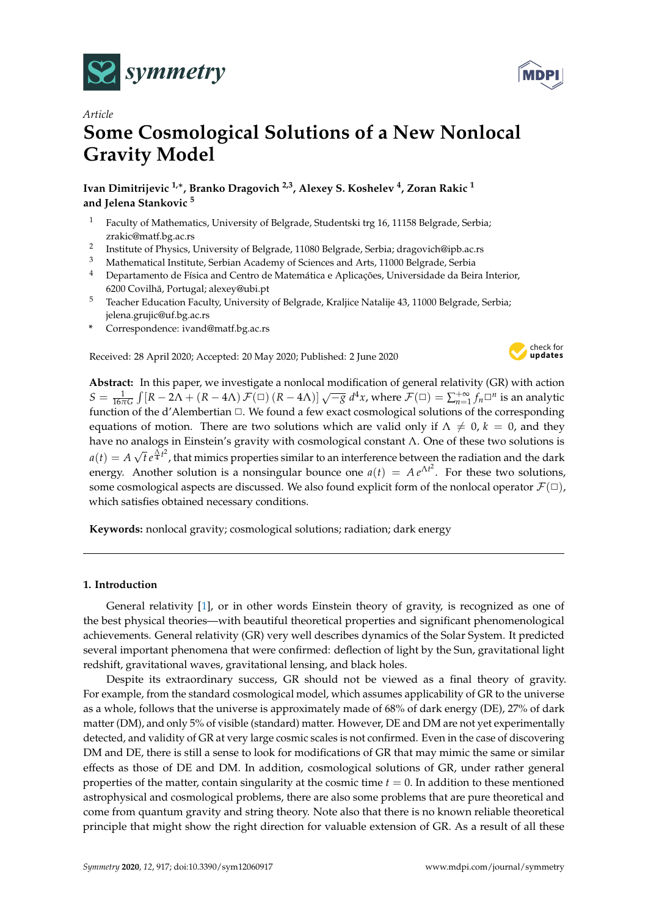*Article*

# Some Cosmological Solutions of a New Nonlocal Gravity Model

**Ivan Dimitrijevic [1,*], Branko Dragovich [2,3], Alexey S. Koshelev [4], Zoran Rakic [1] and Jelena Stankovic [5]**

1 Faculty of Mathematics, University of Belgrade, Studentski trg 16, 11158 Belgrade, Serbia; zrakic@matf.bg.ac.rs
2 Institute of Physics, University of Belgrade, 11080 Belgrade, Serbia; dragovich@ipb.ac.rs
3 Mathematical Institute, Serbian Academy of Sciences and Arts, 11000 Belgrade, Serbia
4 Departamento de Física and Centro de Matemática e Aplicações, Universidade da Beira Interior, 6200 Covilhã, Portugal; alexey@ubi.pt
5 Teacher Education Faculty, University of Belgrade, Kraljice Natalije 43, 11000 Belgrade, Serbia; jelena.grujic@uf.bg.ac.rs
\* Correspondence: ivand@matf.bg.ac.rs

Received: 28 April 2020; Accepted: 20 May 2020; Published: 2 June 2020

**Abstract:** In this paper, we investigate a nonlocal modification of general relativity (GR) with action $S = \frac{1}{16\pi G}\int [R - 2\Lambda + (R - 4\Lambda)\, \mathcal{F}(\Box)\, (R - 4\Lambda)]\, \sqrt{-g}\; d^4x$, where $\mathcal{F}(\Box) = \sum_{n=1}^{+\infty} f_n \Box^n$ is an analytic function of the d'Alembertian $\Box$. We found a few exact cosmological solutions of the corresponding equations of motion. There are two solutions which are valid only if $\Lambda \neq 0$, $k = 0$, and they have no analogs in Einstein's gravity with cosmological constant $\Lambda$. One of these two solutions is $a(t) = A\,\sqrt{t}\, e^{\frac{\Lambda}{4}t^2}$, that mimics properties similar to an interference between the radiation and the dark energy. Another solution is a nonsingular bounce one $a(t) = A\, e^{\Lambda t^2}$. For these two solutions, some cosmological aspects are discussed. We also found explicit form of the nonlocal operator $\mathcal{F}(\Box)$, which satisfies obtained necessary conditions.

**Keywords:** nonlocal gravity; cosmological solutions; radiation; dark energy

## 1. Introduction

General relativity [1], or in other words Einstein theory of gravity, is recognized as one of the best physical theories—with beautiful theoretical properties and significant phenomenological achievements. General relativity (GR) very well describes dynamics of the Solar System. It predicted several important phenomena that were confirmed: deflection of light by the Sun, gravitational light redshift, gravitational waves, gravitational lensing, and black holes.

Despite its extraordinary success, GR should not be viewed as a final theory of gravity. For example, from the standard cosmological model, which assumes applicability of GR to the universe as a whole, follows that the universe is approximately made of 68% of dark energy (DE), 27% of dark matter (DM), and only 5% of visible (standard) matter. However, DE and DM are not yet experimentally detected, and validity of GR at very large cosmic scales is not confirmed. Even in the case of discovering DM and DE, there is still a sense to look for modifications of GR that may mimic the same or similar effects as those of DE and DM. In addition, cosmological solutions of GR, under rather general properties of the matter, contain singularity at the cosmic time $t = 0$. In addition to these mentioned astrophysical and cosmological problems, there are also some problems that are pure theoretical and come from quantum gravity and string theory. Note also that there is no known reliable theoretical principle that might show the right direction for valuable extension of GR. As a result of all these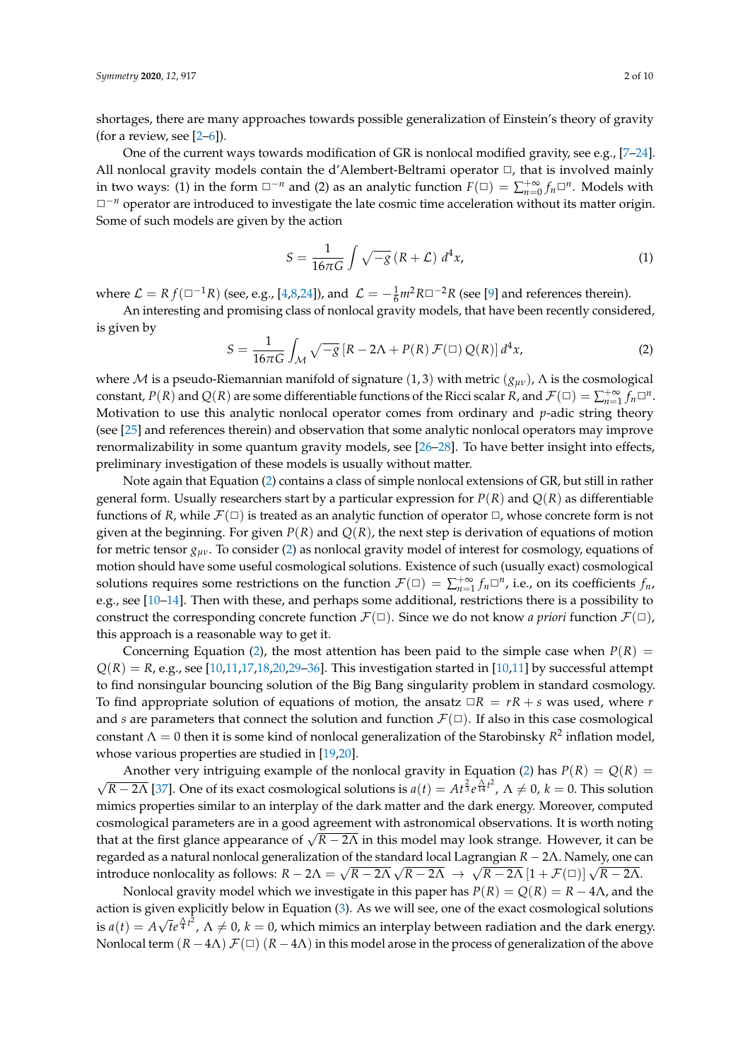shortages, there are many approaches towards possible generalization of Einstein's theory of gravity (for a review, see [2–6]).

One of the current ways towards modification of GR is nonlocal modified gravity, see e.g., [7–24]. All nonlocal gravity models contain the d'Alembert-Beltrami operator $\Box$, that is involved mainly in two ways: (1) in the form $\Box^{-n}$ and (2) as an analytic function $F(\Box) = \sum_{n=0}^{+\infty} f_n \Box^n$. Models with $\Box^{-n}$ operator are introduced to investigate the late cosmic time acceleration without its matter origin. Some of such models are given by the action

$$S = \frac{1}{16\pi G} \int \sqrt{-g}\,(R + \mathcal{L})\; d^4x, \tag{1}$$

where $\mathcal{L} = R\, f(\Box^{-1}R)$ (see, e.g., [4,8,24]), and $\mathcal{L} = -\frac{1}{6} m^2 R \Box^{-2} R$ (see [9] and references therein).

An interesting and promising class of nonlocal gravity models, that have been recently considered, is given by

$$S = \frac{1}{16\pi G} \int_{\mathcal{M}} \sqrt{-g}\,[R - 2\Lambda + P(R)\,\mathcal{F}(\Box)\,Q(R)]\, d^4x, \tag{2}$$

where $\mathcal{M}$ is a pseudo-Riemannian manifold of signature $(1,3)$ with metric $(g_{\mu\nu})$, $\Lambda$ is the cosmological constant, $P(R)$ and $Q(R)$ are some differentiable functions of the Ricci scalar $R$, and $\mathcal{F}(\Box) = \sum_{n=1}^{+\infty} f_n \Box^n$. Motivation to use this analytic nonlocal operator comes from ordinary and $p$-adic string theory (see [25] and references therein) and observation that some analytic nonlocal operators may improve renormalizability in some quantum gravity models, see [26–28]. To have better insight into effects, preliminary investigation of these models is usually without matter.

Note again that Equation (2) contains a class of simple nonlocal extensions of GR, but still in rather general form. Usually researchers start by a particular expression for $P(R)$ and $Q(R)$ as differentiable functions of $R$, while $\mathcal{F}(\Box)$ is treated as an analytic function of operator $\Box$, whose concrete form is not given at the beginning. For given $P(R)$ and $Q(R)$, the next step is derivation of equations of motion for metric tensor $g_{\mu\nu}$. To consider (2) as nonlocal gravity model of interest for cosmology, equations of motion should have some useful cosmological solutions. Existence of such (usually exact) cosmological solutions requires some restrictions on the function $\mathcal{F}(\Box) = \sum_{n=1}^{+\infty} f_n \Box^n$, i.e., on its coefficients $f_n$, e.g., see [10–14]. Then with these, and perhaps some additional, restrictions there is a possibility to construct the corresponding concrete function $\mathcal{F}(\Box)$. Since we do not know *a priori* function $\mathcal{F}(\Box)$, this approach is a reasonable way to get it.

Concerning Equation (2), the most attention has been paid to the simple case when $P(R) = Q(R) = R$, e.g., see [10,11,17,18,20,29–36]. This investigation started in [10,11] by successful attempt to find nonsingular bouncing solution of the Big Bang singularity problem in standard cosmology. To find appropriate solution of equations of motion, the ansatz $\Box R = rR + s$ was used, where $r$ and $s$ are parameters that connect the solution and function $\mathcal{F}(\Box)$. If also in this case cosmological constant $\Lambda = 0$ then it is some kind of nonlocal generalization of the Starobinsky $R^2$ inflation model, whose various properties are studied in [19,20].

Another very intriguing example of the nonlocal gravity in Equation (2) has $P(R) = Q(R) = \sqrt{R - 2\Lambda}$ [37]. One of its exact cosmological solutions is $a(t) = A t^{\frac{2}{3}} e^{\frac{\Lambda}{14}t^2}$, $\Lambda \neq 0$, $k = 0$. This solution mimics properties similar to an interplay of the dark matter and the dark energy. Moreover, computed cosmological parameters are in a good agreement with astronomical observations. It is worth noting that at the first glance appearance of $\sqrt{R - 2\Lambda}$ in this model may look strange. However, it can be regarded as a natural nonlocal generalization of the standard local Lagrangian $R - 2\Lambda$. Namely, one can introduce nonlocality as follows: $R - 2\Lambda = \sqrt{R - 2\Lambda}\,\sqrt{R - 2\Lambda} \;\to\; \sqrt{R - 2\Lambda}\,[1 + \mathcal{F}(\Box)]\,\sqrt{R - 2\Lambda}$.

Nonlocal gravity model which we investigate in this paper has $P(R) = Q(R) = R - 4\Lambda$, and the action is given explicitly below in Equation (3). As we will see, one of the exact cosmological solutions is $a(t) = A\sqrt{t} e^{\frac{\Lambda}{4}t^2}$, $\Lambda \neq 0$, $k = 0$, which mimics an interplay between radiation and the dark energy. Nonlocal term $(R - 4\Lambda)\,\mathcal{F}(\Box)\,(R - 4\Lambda)$ in this model arose in the process of generalization of the above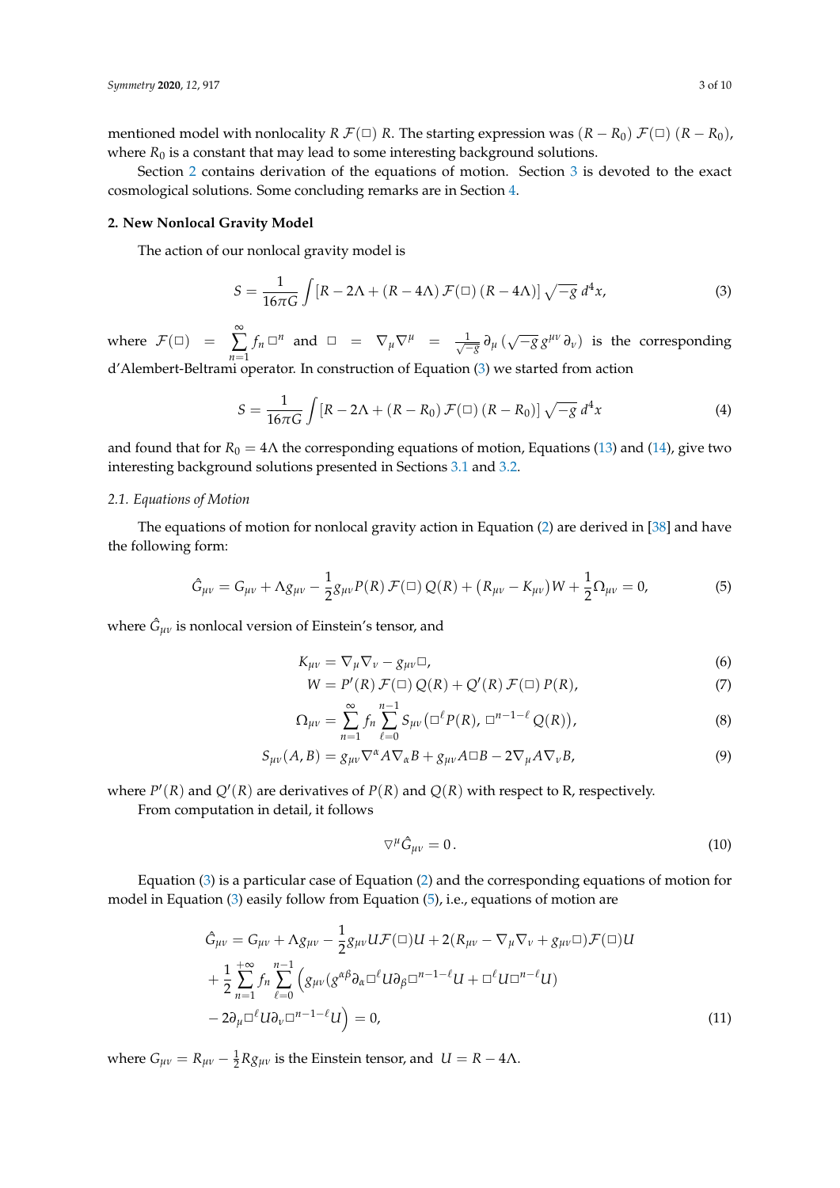mentioned model with nonlocality $R\,\mathcal{F}(\Box)\,R$. The starting expression was $(R-R_0)\,\mathcal{F}(\Box)\,(R-R_0)$, where $R_0$ is a constant that may lead to some interesting background solutions.

Section 2 contains derivation of the equations of motion. Section 3 is devoted to the exact cosmological solutions. Some concluding remarks are in Section 4.

## 2. New Nonlocal Gravity Model

The action of our nonlocal gravity model is

$$S = \frac{1}{16\pi G}\int \left[R - 2\Lambda + (R-4\Lambda)\,\mathcal{F}(\Box)\,(R-4\Lambda)\right]\sqrt{-g}\,d^4x, \tag{3}$$

where $\mathcal{F}(\Box) = \sum_{n=1}^{\infty} f_n \Box^n$ and $\Box = \nabla_\mu \nabla^\mu = \frac{1}{\sqrt{-g}}\partial_\mu\left(\sqrt{-g}\,g^{\mu\nu}\,\partial_\nu\right)$ is the corresponding d'Alembert-Beltrami operator. In construction of Equation (3) we started from action

$$S = \frac{1}{16\pi G}\int \left[R - 2\Lambda + (R-R_0)\,\mathcal{F}(\Box)\,(R-R_0)\right]\sqrt{-g}\,d^4x \tag{4}$$

and found that for $R_0 = 4\Lambda$ the corresponding equations of motion, Equations (13) and (14), give two interesting background solutions presented in Sections 3.1 and 3.2.

### 2.1. Equations of Motion

The equations of motion for nonlocal gravity action in Equation (2) are derived in [38] and have the following form:

$$\hat{G}_{\mu\nu} = G_{\mu\nu} + \Lambda g_{\mu\nu} - \frac{1}{2} g_{\mu\nu} P(R)\,\mathcal{F}(\Box)\,Q(R) + \left(R_{\mu\nu} - K_{\mu\nu}\right)W + \frac{1}{2}\Omega_{\mu\nu} = 0, \tag{5}$$

where $\hat{G}_{\mu\nu}$ is nonlocal version of Einstein's tensor, and

$$K_{\mu\nu} = \nabla_\mu \nabla_\nu - g_{\mu\nu}\Box, \tag{6}$$

$$W = P'(R)\,\mathcal{F}(\Box)\,Q(R) + Q'(R)\,\mathcal{F}(\Box)\,P(R), \tag{7}$$

$$\Omega_{\mu\nu} = \sum_{n=1}^{\infty} f_n \sum_{\ell=0}^{n-1} S_{\mu\nu}\left(\Box^\ell P(R),\, \Box^{n-1-\ell} Q(R)\right), \tag{8}$$

$$S_{\mu\nu}(A,B) = g_{\mu\nu}\nabla^\alpha A \nabla_\alpha B + g_{\mu\nu} A \Box B - 2\nabla_\mu A \nabla_\nu B, \tag{9}$$

where $P'(R)$ and $Q'(R)$ are derivatives of $P(R)$ and $Q(R)$ with respect to R, respectively.

From computation in detail, it follows

$$\nabla^\mu \hat{G}_{\mu\nu} = 0\,. \tag{10}$$

Equation (3) is a particular case of Equation (2) and the corresponding equations of motion for model in Equation (3) easily follow from Equation (5), i.e., equations of motion are

$$\begin{aligned}
\hat{G}_{\mu\nu} = {} & G_{\mu\nu} + \Lambda g_{\mu\nu} - \frac{1}{2} g_{\mu\nu} U \mathcal{F}(\Box) U + 2(R_{\mu\nu} - \nabla_\mu \nabla_\nu + g_{\mu\nu}\Box)\mathcal{F}(\Box) U \\
& + \frac{1}{2}\sum_{n=1}^{+\infty} f_n \sum_{\ell=0}^{n-1}\Big( g_{\mu\nu}(g^{\alpha\beta}\partial_\alpha \Box^\ell U \partial_\beta \Box^{n-1-\ell} U + \Box^\ell U \Box^{n-\ell} U) \\
& - 2\partial_\mu \Box^\ell U \partial_\nu \Box^{n-1-\ell} U\Big) = 0,
\end{aligned} \tag{11}$$

where $G_{\mu\nu} = R_{\mu\nu} - \frac{1}{2} R g_{\mu\nu}$ is the Einstein tensor, and $U = R - 4\Lambda$.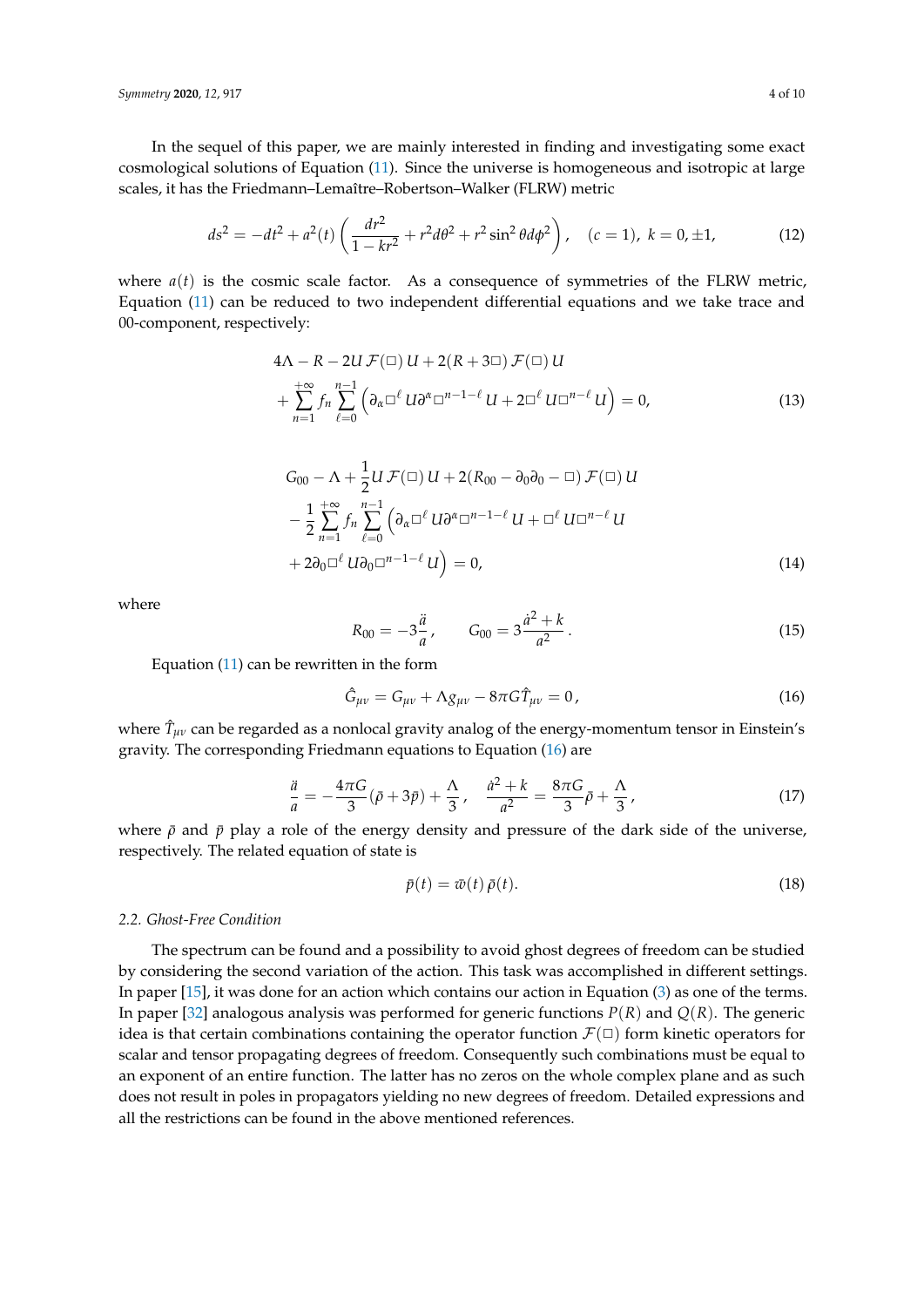In the sequel of this paper, we are mainly interested in finding and investigating some exact cosmological solutions of Equation (11). Since the universe is homogeneous and isotropic at large scales, it has the Friedmann–Lemaître–Robertson–Walker (FLRW) metric

$$ds^2 = -dt^2 + a^2(t)\left(\frac{dr^2}{1-kr^2} + r^2 d\theta^2 + r^2\sin^2\theta d\phi^2\right), \quad (c=1),\ k = 0, \pm 1, \tag{12}$$

where $a(t)$ is the cosmic scale factor. As a consequence of symmetries of the FLRW metric, Equation (11) can be reduced to two independent differential equations and we take trace and 00-component, respectively:

$$\begin{aligned}
&4\Lambda - R - 2U\,\mathcal{F}(\Box)\,U + 2(R + 3\Box)\,\mathcal{F}(\Box)\,U \\
&+ \sum_{n=1}^{+\infty} f_n \sum_{\ell=0}^{n-1}\left(\partial_\alpha \Box^\ell\, U \partial^\alpha \Box^{n-1-\ell}\, U + 2\Box^\ell\, U \Box^{n-\ell}\, U\right) = 0,
\end{aligned} \tag{13}$$

$$\begin{aligned}
&G_{00} - \Lambda + \frac{1}{2}U\,\mathcal{F}(\Box)\,U + 2(R_{00} - \partial_0\partial_0 - \Box)\,\mathcal{F}(\Box)\,U \\
&- \frac{1}{2}\sum_{n=1}^{+\infty} f_n \sum_{\ell=0}^{n-1}\Big(\partial_\alpha \Box^\ell\, U \partial^\alpha \Box^{n-1-\ell}\, U + \Box^\ell\, U \Box^{n-\ell}\, U \\
&+ 2\partial_0 \Box^\ell\, U \partial_0 \Box^{n-1-\ell}\, U\Big) = 0,
\end{aligned} \tag{14}$$

where

$$R_{00} = -3\frac{\ddot{a}}{a}, \qquad G_{00} = 3\frac{\dot{a}^2 + k}{a^2}. \tag{15}$$

Equation (11) can be rewritten in the form

$$\hat{G}_{\mu\nu} = G_{\mu\nu} + \Lambda g_{\mu\nu} - 8\pi G \hat{T}_{\mu\nu} = 0, \tag{16}$$

where $\hat{T}_{\mu\nu}$ can be regarded as a nonlocal gravity analog of the energy-momentum tensor in Einstein's gravity. The corresponding Friedmann equations to Equation (16) are

$$\frac{\ddot{a}}{a} = -\frac{4\pi G}{3}(\bar{\rho} + 3\bar{p}) + \frac{\Lambda}{3}, \quad \frac{\dot{a}^2 + k}{a^2} = \frac{8\pi G}{3}\bar{\rho} + \frac{\Lambda}{3}, \tag{17}$$

where $\bar{\rho}$ and $\bar{p}$ play a role of the energy density and pressure of the dark side of the universe, respectively. The related equation of state is

$$\bar{p}(t) = \bar{w}(t)\,\bar{\rho}(t). \tag{18}$$

### 2.2. Ghost-Free Condition

The spectrum can be found and a possibility to avoid ghost degrees of freedom can be studied by considering the second variation of the action. This task was accomplished in different settings. In paper [15], it was done for an action which contains our action in Equation (3) as one of the terms. In paper [32] analogous analysis was performed for generic functions $P(R)$ and $Q(R)$. The generic idea is that certain combinations containing the operator function $\mathcal{F}(\Box)$ form kinetic operators for scalar and tensor propagating degrees of freedom. Consequently such combinations must be equal to an exponent of an entire function. The latter has no zeros on the whole complex plane and as such does not result in poles in propagators yielding no new degrees of freedom. Detailed expressions and all the restrictions can be found in the above mentioned references.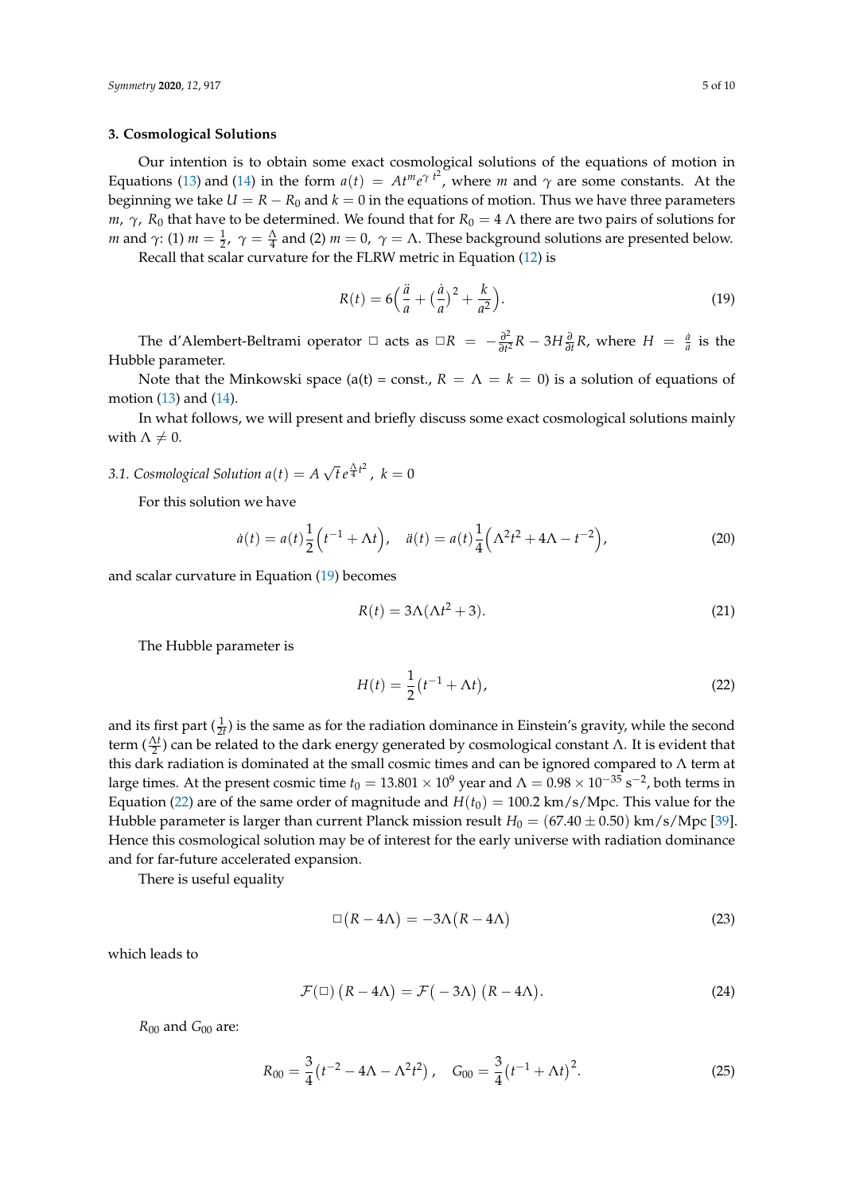## 3. Cosmological Solutions

Our intention is to obtain some exact cosmological solutions of the equations of motion in Equations (13) and (14) in the form $a(t) = At^m e^{\gamma\, t^2}$, where $m$ and $\gamma$ are some constants. At the beginning we take $U = R - R_0$ and $k = 0$ in the equations of motion. Thus we have three parameters $m$, $\gamma$, $R_0$ that have to be determined. We found that for $R_0 = 4\,\Lambda$ there are two pairs of solutions for $m$ and $\gamma$: (1) $m = \frac{1}{2}$, $\gamma = \frac{\Lambda}{4}$ and (2) $m = 0$, $\gamma = \Lambda$. These background solutions are presented below.

Recall that scalar curvature for the FLRW metric in Equation (12) is

$$R(t) = 6\Big(\frac{\ddot{a}}{a} + (\frac{\dot{a}}{a})^2 + \frac{k}{a^2}\Big). \tag{19}$$

The d'Alembert-Beltrami operator $\Box$ acts as $\Box R = -\frac{\partial^2}{\partial t^2}R - 3H\frac{\partial}{\partial t}R$, where $H = \frac{\dot{a}}{a}$ is the Hubble parameter.

Note that the Minkowski space (a(t) = const., $R = \Lambda = k = 0$) is a solution of equations of motion (13) and (14).

In what follows, we will present and briefly discuss some exact cosmological solutions mainly with $\Lambda \neq 0$.

### 3.1. Cosmological Solution $a(t) = A\,\sqrt{t}\,e^{\frac{\Lambda}{4}t^2}$, $k = 0$

For this solution we have

$$\dot{a}(t) = a(t)\frac{1}{2}\Big(t^{-1} + \Lambda t\Big), \quad \ddot{a}(t) = a(t)\frac{1}{4}\Big(\Lambda^2 t^2 + 4\Lambda - t^{-2}\Big), \tag{20}$$

and scalar curvature in Equation (19) becomes

$$R(t) = 3\Lambda(\Lambda t^2 + 3). \tag{21}$$

The Hubble parameter is

$$H(t) = \frac{1}{2}(t^{-1} + \Lambda t), \tag{22}$$

and its first part ($\frac{1}{2t}$) is the same as for the radiation dominance in Einstein's gravity, while the second term ($\frac{\Lambda t}{2}$) can be related to the dark energy generated by cosmological constant $\Lambda$. It is evident that this dark radiation is dominated at the small cosmic times and can be ignored compared to $\Lambda$ term at large times. At the present cosmic time $t_0 = 13.801 \times 10^9$ year and $\Lambda = 0.98 \times 10^{-35}\ \mathrm{s}^{-2}$, both terms in Equation (22) are of the same order of magnitude and $H(t_0) = 100.2$ km/s/Mpc. This value for the Hubble parameter is larger than current Planck mission result $H_0 = (67.40 \pm 0.50)$ km/s/Mpc [39]. Hence this cosmological solution may be of interest for the early universe with radiation dominance and for far-future accelerated expansion.

There is useful equality

$$\Box\big(R - 4\Lambda\big) = -3\Lambda\big(R - 4\Lambda\big) \tag{23}$$

which leads to

$$\mathcal{F}(\Box)\,\big(R - 4\Lambda\big) = \mathcal{F}\big(-3\Lambda\big)\,\big(R - 4\Lambda\big). \tag{24}$$

$R_{00}$ and $G_{00}$ are:

$$R_{00} = \frac{3}{4}\big(t^{-2} - 4\Lambda - \Lambda^2 t^2\big), \quad G_{00} = \frac{3}{4}\big(t^{-1} + \Lambda t\big)^2. \tag{25}$$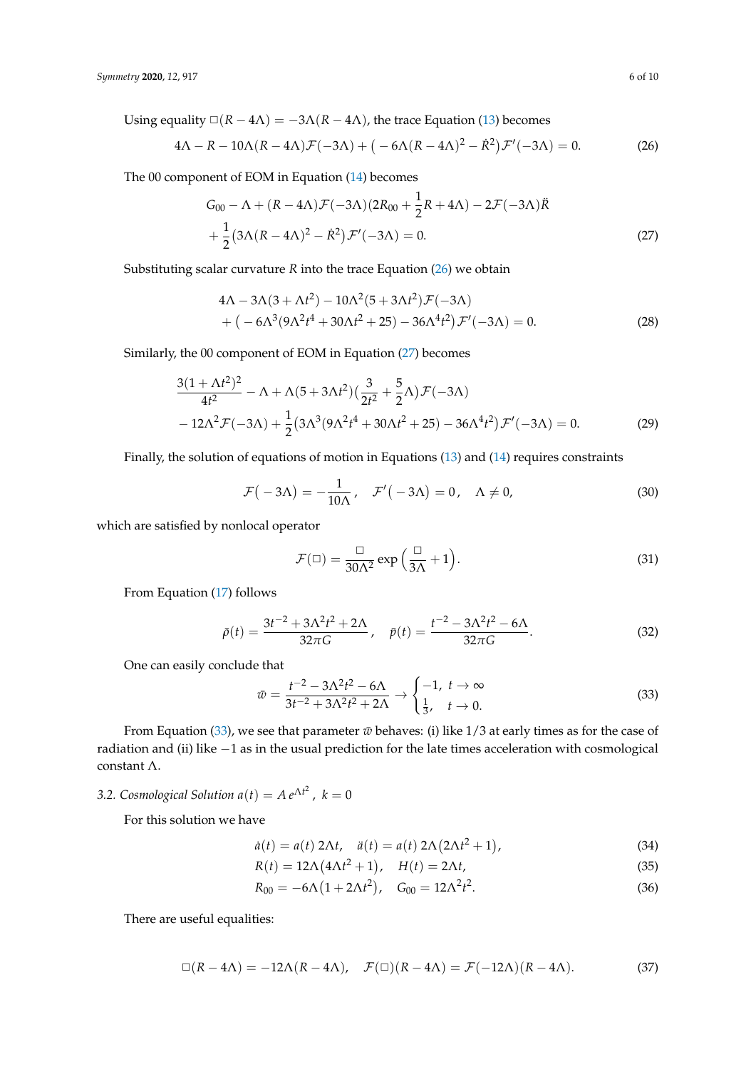Using equality $\Box(R-4\Lambda) = -3\Lambda(R-4\Lambda)$, the trace Equation (13) becomes

$$4\Lambda - R - 10\Lambda(R-4\Lambda)\mathcal{F}(-3\Lambda) + \big(-6\Lambda(R-4\Lambda)^2 - \dot{R}^2\big)\mathcal{F}'(-3\Lambda) = 0. \tag{26}$$

The 00 component of EOM in Equation (14) becomes

$$G_{00} - \Lambda + (R-4\Lambda)\mathcal{F}(-3\Lambda)(2R_{00} + \frac{1}{2}R + 4\Lambda) - 2\mathcal{F}(-3\Lambda)\ddot{R} \\ + \frac{1}{2}\big(3\Lambda(R-4\Lambda)^2 - \dot{R}^2\big)\mathcal{F}'(-3\Lambda) = 0. \tag{27}$$

Substituting scalar curvature $R$ into the trace Equation (26) we obtain

$$4\Lambda - 3\Lambda(3+\Lambda t^2) - 10\Lambda^2(5+3\Lambda t^2)\mathcal{F}(-3\Lambda) \\ + \big(-6\Lambda^3(9\Lambda^2t^4 + 30\Lambda t^2 + 25) - 36\Lambda^4 t^2\big)\mathcal{F}'(-3\Lambda) = 0. \tag{28}$$

Similarly, the 00 component of EOM in Equation (27) becomes

$$\frac{3(1+\Lambda t^2)^2}{4t^2} - \Lambda + \Lambda(5+3\Lambda t^2)\big(\frac{3}{2t^2} + \frac{5}{2}\Lambda\big)\mathcal{F}(-3\Lambda) \\ - 12\Lambda^2\mathcal{F}(-3\Lambda) + \frac{1}{2}\big(3\Lambda^3(9\Lambda^2t^4 + 30\Lambda t^2 + 25) - 36\Lambda^4t^2\big)\mathcal{F}'(-3\Lambda) = 0. \tag{29}$$

Finally, the solution of equations of motion in Equations (13) and (14) requires constraints

$$\mathcal{F}\big(-3\Lambda\big) = -\frac{1}{10\Lambda}, \quad \mathcal{F}'\big(-3\Lambda\big) = 0, \quad \Lambda \neq 0, \tag{30}$$

which are satisfied by nonlocal operator

$$\mathcal{F}(\Box) = \frac{\Box}{30\Lambda^2}\exp\Big(\frac{\Box}{3\Lambda} + 1\Big). \tag{31}$$

From Equation (17) follows

$$\bar{\rho}(t) = \frac{3t^{-2} + 3\Lambda^2t^2 + 2\Lambda}{32\pi G}, \quad \bar{p}(t) = \frac{t^{-2} - 3\Lambda^2t^2 - 6\Lambda}{32\pi G}. \tag{32}$$

One can easily conclude that

$$\bar{w} = \frac{t^{-2} - 3\Lambda^2t^2 - 6\Lambda}{3t^{-2} + 3\Lambda^2t^2 + 2\Lambda} \to \begin{cases} -1, & t \to \infty \\ \frac{1}{3}, & t \to 0. \end{cases} \tag{33}$$

From Equation (33), we see that parameter $\bar{w}$ behaves: (i) like $1/3$ at early times as for the case of radiation and (ii) like $-1$ as in the usual prediction for the late times acceleration with cosmological constant $\Lambda$.

### 3.2. Cosmological Solution $a(t) = A\,e^{\Lambda t^2}$, $k = 0$

For this solution we have

$$\dot{a}(t) = a(t)\,2\Lambda t, \quad \ddot{a}(t) = a(t)\,2\Lambda\big(2\Lambda t^2 + 1\big), \tag{34}$$

$$R(t) = 12\Lambda\big(4\Lambda t^2 + 1\big), \quad H(t) = 2\Lambda t, \tag{35}$$

$$R_{00} = -6\Lambda\big(1 + 2\Lambda t^2\big), \quad G_{00} = 12\Lambda^2t^2. \tag{36}$$

There are useful equalities:

$$\Box(R-4\Lambda) = -12\Lambda(R-4\Lambda), \quad \mathcal{F}(\Box)(R-4\Lambda) = \mathcal{F}(-12\Lambda)(R-4\Lambda). \tag{37}$$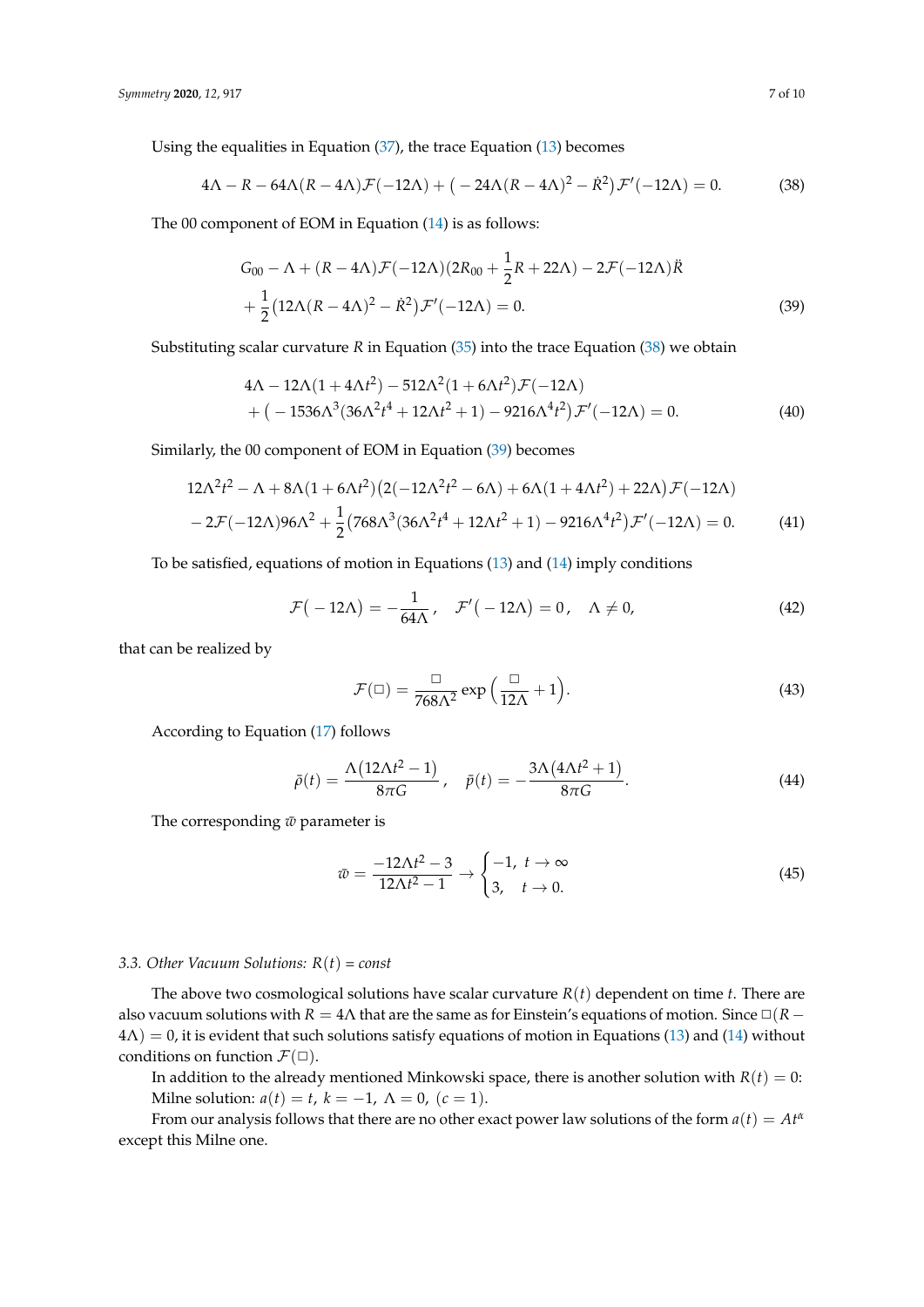Using the equalities in Equation (37), the trace Equation (13) becomes

$$4\Lambda - R - 64\Lambda(R-4\Lambda)\mathcal{F}(-12\Lambda) + \big(-24\Lambda(R-4\Lambda)^2 - \dot{R}^2\big)\mathcal{F}'(-12\Lambda) = 0. \tag{38}$$

The 00 component of EOM in Equation (14) is as follows:

$$\begin{aligned} &G_{00} - \Lambda + (R-4\Lambda)\mathcal{F}(-12\Lambda)(2R_{00} + \frac{1}{2}R + 22\Lambda) - 2\mathcal{F}(-12\Lambda)\ddot{R} \\ &+ \frac{1}{2}\big(12\Lambda(R-4\Lambda)^2 - \dot{R}^2\big)\mathcal{F}'(-12\Lambda) = 0. \end{aligned} \tag{39}$$

Substituting scalar curvature $R$ in Equation (35) into the trace Equation (38) we obtain

$$\begin{aligned} &4\Lambda - 12\Lambda(1+4\Lambda t^2) - 512\Lambda^2(1+6\Lambda t^2)\mathcal{F}(-12\Lambda) \\ &+ \big(-1536\Lambda^3(36\Lambda^2 t^4 + 12\Lambda t^2 + 1) - 9216\Lambda^4 t^2\big)\mathcal{F}'(-12\Lambda) = 0. \end{aligned} \tag{40}$$

Similarly, the 00 component of EOM in Equation (39) becomes

$$\begin{aligned} &12\Lambda^2 t^2 - \Lambda + 8\Lambda(1+6\Lambda t^2)\big(2(-12\Lambda^2 t^2 - 6\Lambda) + 6\Lambda(1+4\Lambda t^2) + 22\Lambda\big)\mathcal{F}(-12\Lambda) \\ &- 2\mathcal{F}(-12\Lambda)96\Lambda^2 + \frac{1}{2}\big(768\Lambda^3(36\Lambda^2 t^4 + 12\Lambda t^2 + 1) - 9216\Lambda^4 t^2\big)\mathcal{F}'(-12\Lambda) = 0. \end{aligned} \tag{41}$$

To be satisfied, equations of motion in Equations (13) and (14) imply conditions

$$\mathcal{F}\big(-12\Lambda\big) = -\frac{1}{64\Lambda}, \quad \mathcal{F}'\big(-12\Lambda\big) = 0, \quad \Lambda \neq 0, \tag{42}$$

that can be realized by

$$\mathcal{F}(\Box) = \frac{\Box}{768\Lambda^2}\exp\Big(\frac{\Box}{12\Lambda} + 1\Big). \tag{43}$$

According to Equation (17) follows

$$\bar{\rho}(t) = \frac{\Lambda\big(12\Lambda t^2 - 1\big)}{8\pi G}, \quad \bar{p}(t) = -\frac{3\Lambda\big(4\Lambda t^2 + 1\big)}{8\pi G}. \tag{44}$$

The corresponding $\bar{w}$ parameter is

$$\bar{w} = \frac{-12\Lambda t^2 - 3}{12\Lambda t^2 - 1} \to \begin{cases} -1, & t \to \infty \\ 3, & t \to 0. \end{cases} \tag{45}$$

### 3.3. Other Vacuum Solutions: $R(t) = const$

The above two cosmological solutions have scalar curvature $R(t)$ dependent on time $t$. There are also vacuum solutions with $R = 4\Lambda$ that are the same as for Einstein's equations of motion. Since $\Box(R - 4\Lambda) = 0$, it is evident that such solutions satisfy equations of motion in Equations (13) and (14) without conditions on function $\mathcal{F}(\Box)$.

In addition to the already mentioned Minkowski space, there is another solution with $R(t) = 0$: Milne solution: $a(t) = t$, $k = -1$, $\Lambda = 0$, $(c = 1)$.

From our analysis follows that there are no other exact power law solutions of the form $a(t) = At^{\alpha}$ except this Milne one.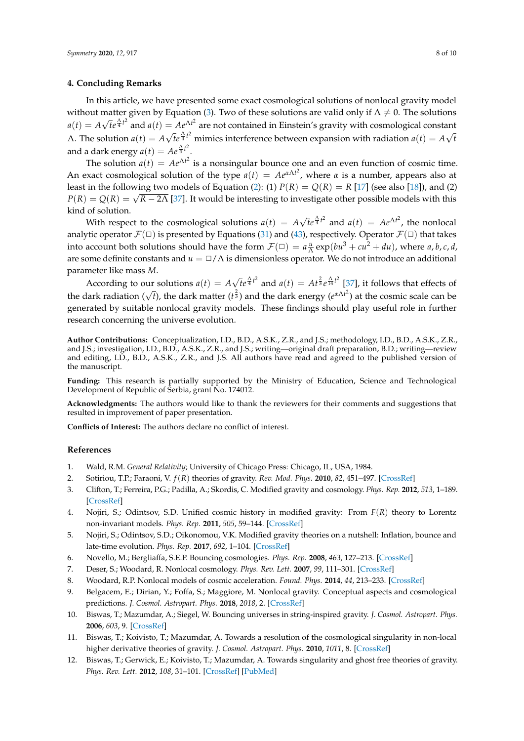## 4. Concluding Remarks

In this article, we have presented some exact cosmological solutions of nonlocal gravity model without matter given by Equation (3). Two of these solutions are valid only if $\Lambda \neq 0$. The solutions $a(t) = A\sqrt{t}e^{\frac{\Lambda}{4}t^2}$ and $a(t) = Ae^{\Lambda t^2}$ are not contained in Einstein's gravity with cosmological constant $\Lambda$. The solution $a(t) = A\sqrt{t}e^{\frac{\Lambda}{4}t^2}$ mimics interference between expansion with radiation $a(t) = A\sqrt{t}$ and a dark energy $a(t) = Ae^{\frac{\Lambda}{4}t^2}$.

The solution $a(t) = Ae^{\Lambda t^2}$ is a nonsingular bounce one and an even function of cosmic time. An exact cosmological solution of the type $a(t) = Ae^{\alpha\Lambda t^2}$, where $\alpha$ is a number, appears also at least in the following two models of Equation (2): (1) $P(R) = Q(R) = R$ [17] (see also [18]), and (2) $P(R) = Q(R) = \sqrt{R - 2\Lambda}$ [37]. It would be interesting to investigate other possible models with this kind of solution.

With respect to the cosmological solutions $a(t) = A\sqrt{t}e^{\frac{\Lambda}{4}t^2}$ and $a(t) = Ae^{\Lambda t^2}$, the nonlocal analytic operator $\mathcal{F}(\Box)$ is presented by Equations (31) and (43), respectively. Operator $\mathcal{F}(\Box)$ that takes into account both solutions should have the form $\mathcal{F}(\Box) = a\frac{u}{\Lambda}\exp(bu^3 + cu^2 + du)$, where $a, b, c, d$, are some definite constants and $u = \Box/\Lambda$ is dimensionless operator. We do not introduce an additional parameter like mass $M$.

According to our solutions $a(t) = A\sqrt{t}e^{\frac{\Lambda}{4}t^2}$ and $a(t) = At^{\frac{2}{3}}e^{\frac{\Lambda}{14}t^2}$ [37], it follows that effects of the dark radiation ($\sqrt{t}$), the dark matter ($t^{\frac{2}{3}}$) and the dark energy ($e^{\alpha\Lambda t^2}$) at the cosmic scale can be generated by suitable nonlocal gravity models. These findings should play useful role in further research concerning the universe evolution.

**Author Contributions:** Conceptualization, I.D., B.D., A.S.K., Z.R., and J.S.; methodology, I.D., B.D., A.S.K., Z.R., and J.S.; investigation, I.D., B.D., A.S.K., Z.R., and J.S.; writing—original draft preparation, B.D.; writing—review and editing, I.D., B.D., A.S.K., Z.R., and J.S. All authors have read and agreed to the published version of the manuscript.

**Funding:** This research is partially supported by the Ministry of Education, Science and Technological Development of Republic of Serbia, grant No. 174012.

**Acknowledgments:** The authors would like to thank the reviewers for their comments and suggestions that resulted in improvement of paper presentation.

**Conflicts of Interest:** The authors declare no conflict of interest.

## References

1. Wald, R.M. *General Relativity*; University of Chicago Press: Chicago, IL, USA, 1984.
2. Sotiriou, T.P.; Faraoni, V. $f(R)$ theories of gravity. *Rev. Mod. Phys.* **2010**, *82*, 451–497. [CrossRef]
3. Clifton, T.; Ferreira, P.G.; Padilla, A.; Skordis, C. Modified gravity and cosmology. *Phys. Rep.* **2012**, *513*, 1–189. [CrossRef]
4. Nojiri, S.; Odintsov, S.D. Unified cosmic history in modified gravity: From $F(R)$ theory to Lorentz non-invariant models. *Phys. Rep.* **2011**, *505*, 59–144. [CrossRef]
5. Nojiri, S.; Odintsov, S.D.; Oikonomou, V.K. Modified gravity theories on a nutshell: Inflation, bounce and late-time evolution. *Phys. Rep.* **2017**, *692*, 1–104. [CrossRef]
6. Novello, M.; Bergliaffa, S.E.P. Bouncing cosmologies. *Phys. Rep.* **2008**, *463*, 127–213. [CrossRef]
7. Deser, S.; Woodard, R. Nonlocal cosmology. *Phys. Rev. Lett.* **2007**, *99*, 111–301. [CrossRef]
8. Woodard, R.P. Nonlocal models of cosmic acceleration. *Found. Phys.* **2014**, *44*, 213–233. [CrossRef]
9. Belgacem, E.; Dirian, Y.; Foffa, S.; Maggiore, M. Nonlocal gravity. Conceptual aspects and cosmological predictions. *J. Cosmol. Astropart. Phys.* **2018**, *2018*, 2. [CrossRef]
10. Biswas, T.; Mazumdar, A.; Siegel, W. Bouncing universes in string-inspired gravity. *J. Cosmol. Astropart. Phys.* **2006**, *603*, 9. [CrossRef]
11. Biswas, T.; Koivisto, T.; Mazumdar, A. Towards a resolution of the cosmological singularity in non-local higher derivative theories of gravity. *J. Cosmol. Astropart. Phys.* **2010**, *1011*, 8. [CrossRef]
12. Biswas, T.; Gerwick, E.; Koivisto, T.; Mazumdar, A. Towards singularity and ghost free theories of gravity. *Phys. Rev. Lett.* **2012**, *108*, 31–101. [CrossRef] [PubMed]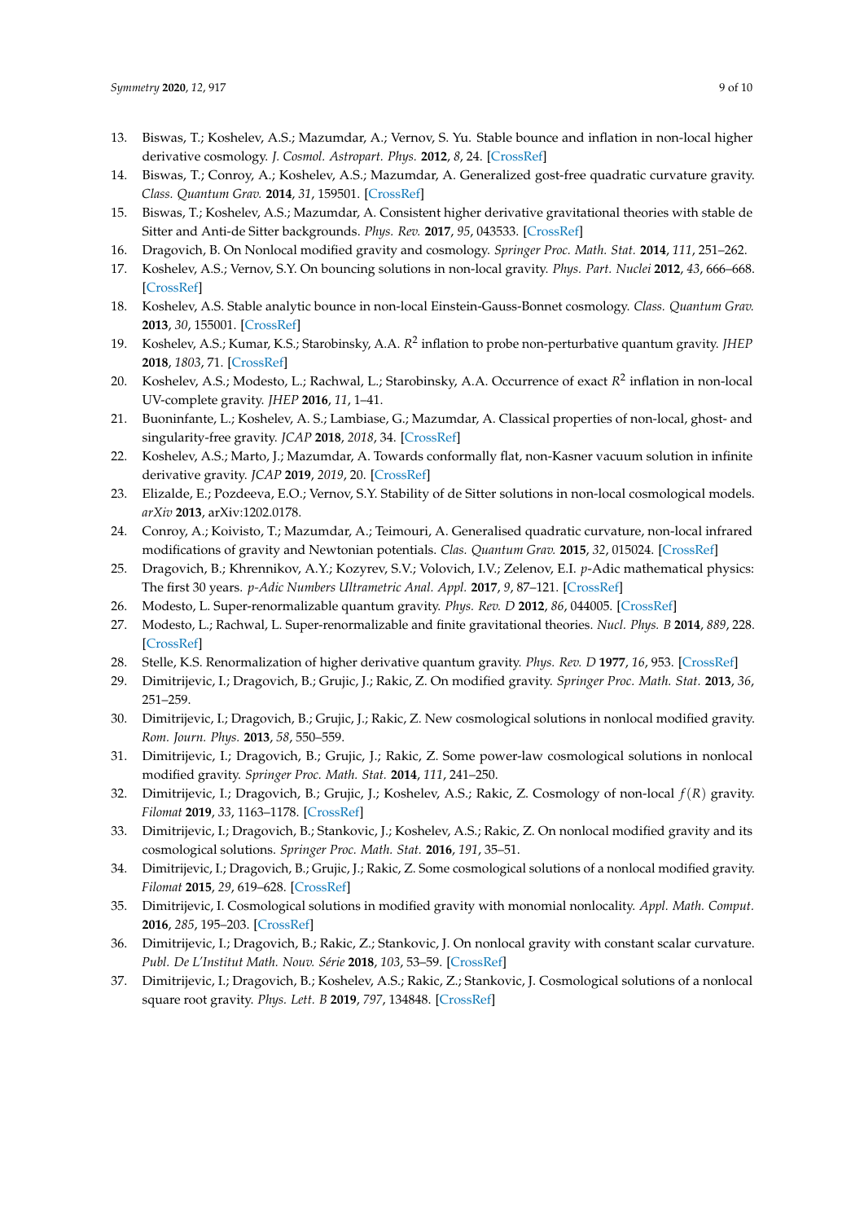13. Biswas, T.; Koshelev, A.S.; Mazumdar, A.; Vernov, S. Yu. Stable bounce and inflation in non-local higher derivative cosmology. *J. Cosmol. Astropart. Phys.* **2012**, *8*, 24. [CrossRef]
14. Biswas, T.; Conroy, A.; Koshelev, A.S.; Mazumdar, A. Generalized gost-free quadratic curvature gravity. *Class. Quantum Grav.* **2014**, *31*, 159501. [CrossRef]
15. Biswas, T.; Koshelev, A.S.; Mazumdar, A. Consistent higher derivative gravitational theories with stable de Sitter and Anti-de Sitter backgrounds. *Phys. Rev.* **2017**, *95*, 043533. [CrossRef]
16. Dragovich, B. On Nonlocal modified gravity and cosmology. *Springer Proc. Math. Stat.* **2014**, *111*, 251–262.
17. Koshelev, A.S.; Vernov, S.Y. On bouncing solutions in non-local gravity. *Phys. Part. Nuclei* **2012**, *43*, 666–668. [CrossRef]
18. Koshelev, A.S. Stable analytic bounce in non-local Einstein-Gauss-Bonnet cosmology. *Class. Quantum Grav.* **2013**, *30*, 155001. [CrossRef]
19. Koshelev, A.S.; Kumar, K.S.; Starobinsky, A.A. $R^2$ inflation to probe non-perturbative quantum gravity. *JHEP* **2018**, *1803*, 71. [CrossRef]
20. Koshelev, A.S.; Modesto, L.; Rachwal, L.; Starobinsky, A.A. Occurrence of exact $R^2$ inflation in non-local UV-complete gravity. *JHEP* **2016**, *11*, 1–41.
21. Buoninfante, L.; Koshelev, A. S.; Lambiase, G.; Mazumdar, A. Classical properties of non-local, ghost- and singularity-free gravity. *JCAP* **2018**, *2018*, 34. [CrossRef]
22. Koshelev, A.S.; Marto, J.; Mazumdar, A. Towards conformally flat, non-Kasner vacuum solution in infinite derivative gravity. *JCAP* **2019**, *2019*, 20. [CrossRef]
23. Elizalde, E.; Pozdeeva, E.O.; Vernov, S.Y. Stability of de Sitter solutions in non-local cosmological models. *arXiv* **2013**, arXiv:1202.0178.
24. Conroy, A.; Koivisto, T.; Mazumdar, A.; Teimouri, A. Generalised quadratic curvature, non-local infrared modifications of gravity and Newtonian potentials. *Clas. Quantum Grav.* **2015**, *32*, 015024. [CrossRef]
25. Dragovich, B.; Khrennikov, A.Y.; Kozyrev, S.V.; Volovich, I.V.; Zelenov, E.I. *p*-Adic mathematical physics: The first 30 years. *p-Adic Numbers Ultrametric Anal. Appl.* **2017**, *9*, 87–121. [CrossRef]
26. Modesto, L. Super-renormalizable quantum gravity. *Phys. Rev. D* **2012**, *86*, 044005. [CrossRef]
27. Modesto, L.; Rachwal, L. Super-renormalizable and finite gravitational theories. *Nucl. Phys. B* **2014**, *889*, 228. [CrossRef]
28. Stelle, K.S. Renormalization of higher derivative quantum gravity. *Phys. Rev. D* **1977**, *16*, 953. [CrossRef]
29. Dimitrijevic, I.; Dragovich, B.; Grujic, J.; Rakic, Z. On modified gravity. *Springer Proc. Math. Stat.* **2013**, *36*, 251–259.
30. Dimitrijevic, I.; Dragovich, B.; Grujic, J.; Rakic, Z. New cosmological solutions in nonlocal modified gravity. *Rom. Journ. Phys.* **2013**, *58*, 550–559.
31. Dimitrijevic, I.; Dragovich, B.; Grujic, J.; Rakic, Z. Some power-law cosmological solutions in nonlocal modified gravity. *Springer Proc. Math. Stat.* **2014**, *111*, 241–250.
32. Dimitrijevic, I.; Dragovich, B.; Grujic, J.; Koshelev, A.S.; Rakic, Z. Cosmology of non-local $f(R)$ gravity. *Filomat* **2019**, *33*, 1163–1178. [CrossRef]
33. Dimitrijevic, I.; Dragovich, B.; Stankovic, J.; Koshelev, A.S.; Rakic, Z. On nonlocal modified gravity and its cosmological solutions. *Springer Proc. Math. Stat.* **2016**, *191*, 35–51.
34. Dimitrijevic, I.; Dragovich, B.; Grujic, J.; Rakic, Z. Some cosmological solutions of a nonlocal modified gravity. *Filomat* **2015**, *29*, 619–628. [CrossRef]
35. Dimitrijevic, I. Cosmological solutions in modified gravity with monomial nonlocality. *Appl. Math. Comput.* **2016**, *285*, 195–203. [CrossRef]
36. Dimitrijevic, I.; Dragovich, B.; Rakic, Z.; Stankovic, J. On nonlocal gravity with constant scalar curvature. *Publ. De L'Institut Math. Nouv. Série* **2018**, *103*, 53–59. [CrossRef]
37. Dimitrijevic, I.; Dragovich, B.; Koshelev, A.S.; Rakic, Z.; Stankovic, J. Cosmological solutions of a nonlocal square root gravity. *Phys. Lett. B* **2019**, *797*, 134848. [CrossRef]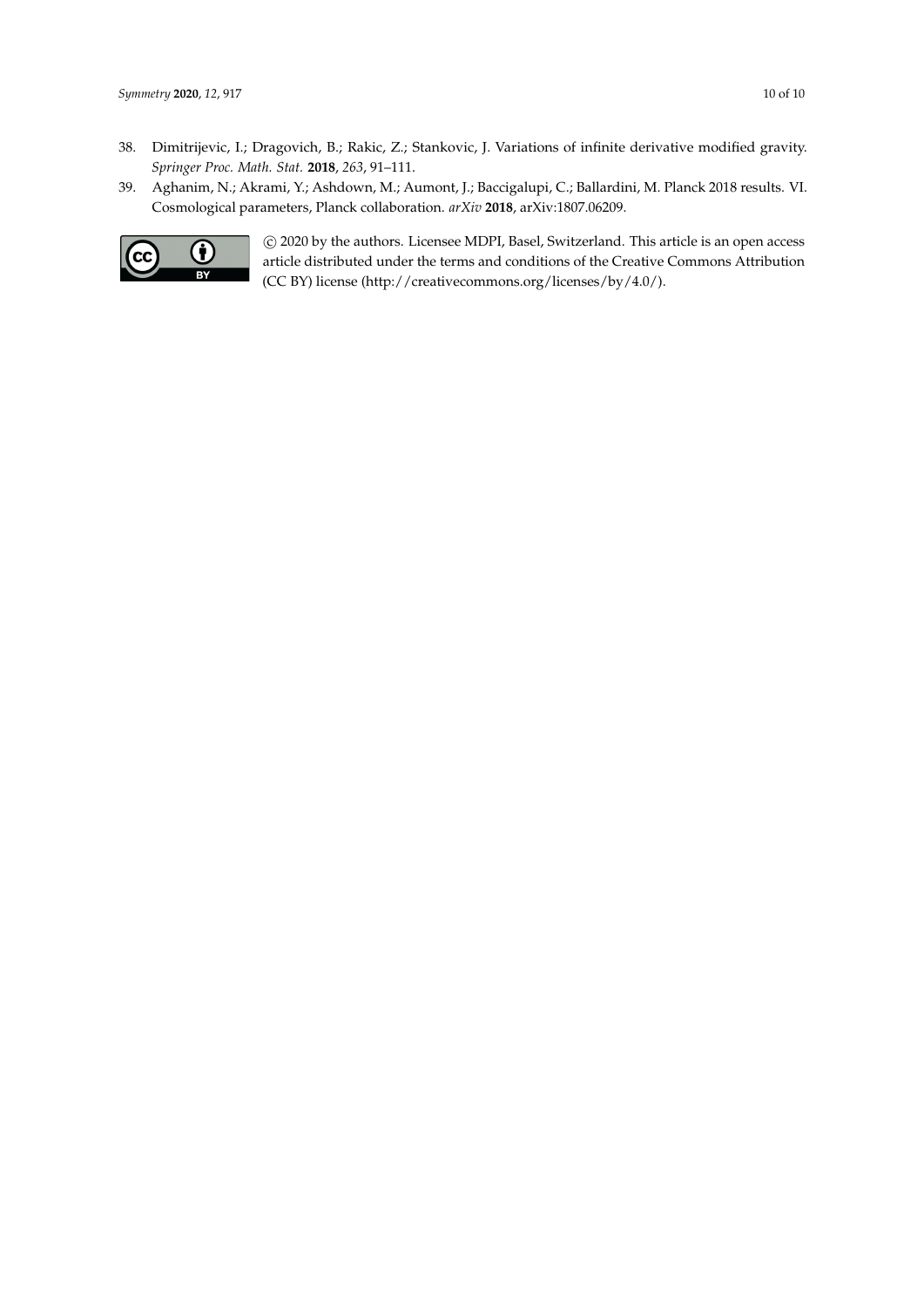38. Dimitrijevic, I.; Dragovich, B.; Rakic, Z.; Stankovic, J. Variations of infinite derivative modified gravity. *Springer Proc. Math. Stat.* **2018**, *263*, 91–111.
39. Aghanim, N.; Akrami, Y.; Ashdown, M.; Aumont, J.; Baccigalupi, C.; Ballardini, M. Planck 2018 results. VI. Cosmological parameters, Planck collaboration. *arXiv* **2018**, arXiv:1807.06209.

© 2020 by the authors. Licensee MDPI, Basel, Switzerland. This article is an open access article distributed under the terms and conditions of the Creative Commons Attribution (CC BY) license (http://creativecommons.org/licenses/by/4.0/).